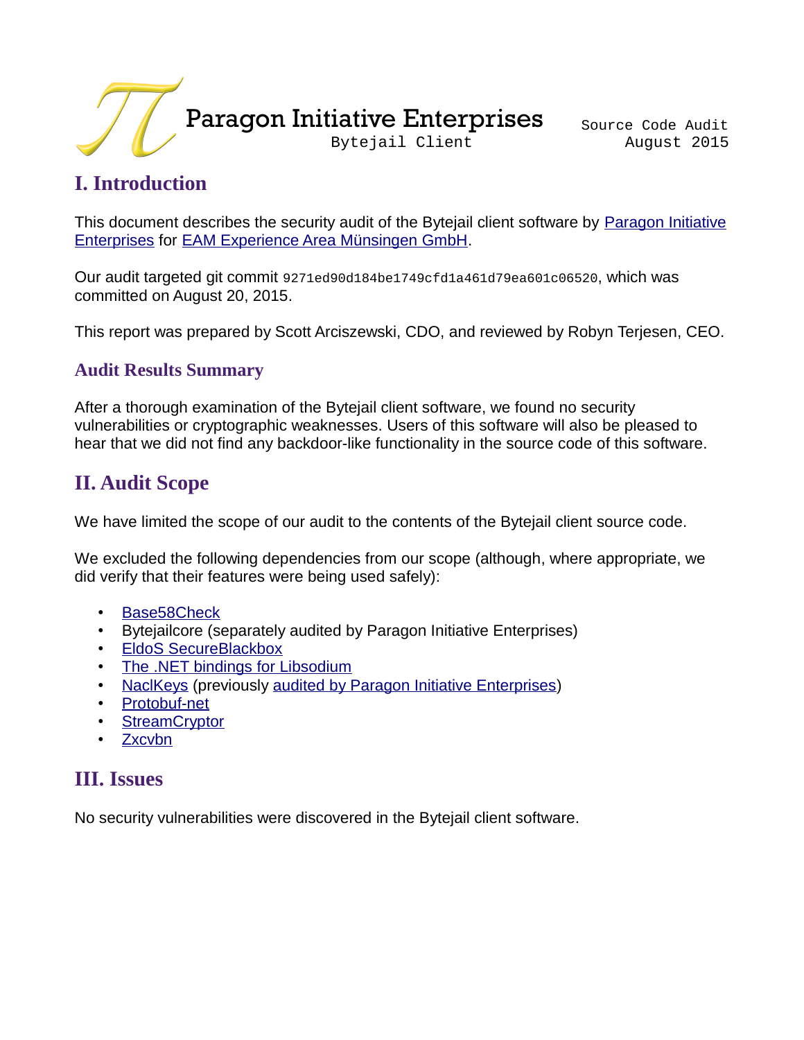# Paragon Initiative Enterprises

Bytejail Client

Source Code Audit
August 2015

## I. Introduction

This document describes the security audit of the Bytejail client software by Paragon Initiative Enterprises for EAM Experience Area Münsingen GmbH.

Our audit targeted git commit `9271ed90d184be1749cfd1a461d79ea601c06520`, which was committed on August 20, 2015.

This report was prepared by Scott Arciszewski, CDO, and reviewed by Robyn Terjesen, CEO.

### Audit Results Summary

After a thorough examination of the Bytejail client software, we found no security vulnerabilities or cryptographic weaknesses. Users of this software will also be pleased to hear that we did not find any backdoor-like functionality in the source code of this software.

## II. Audit Scope

We have limited the scope of our audit to the contents of the Bytejail client source code.

We excluded the following dependencies from our scope (although, where appropriate, we did verify that their features were being used safely):

- Base58Check
- Bytejailcore (separately audited by Paragon Initiative Enterprises)
- EldoS SecureBlackbox
- The .NET bindings for Libsodium
- NaclKeys (previously audited by Paragon Initiative Enterprises)
- Protobuf-net
- StreamCryptor
- Zxcvbn

## III. Issues

No security vulnerabilities were discovered in the Bytejail client software.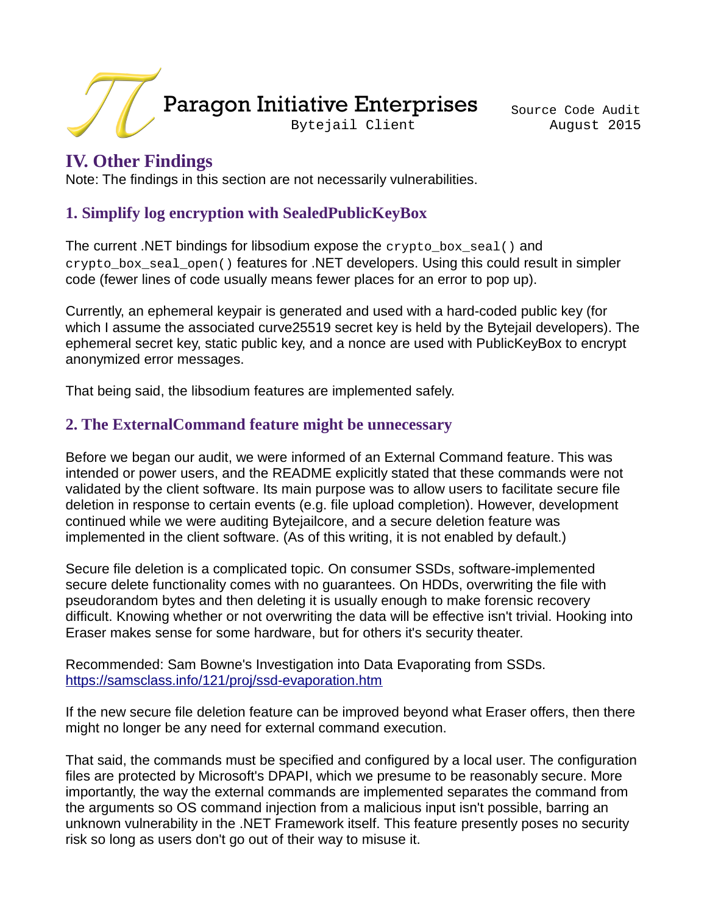## IV. Other Findings

Note: The findings in this section are not necessarily vulnerabilities.

### 1. Simplify log encryption with SealedPublicKeyBox

The current .NET bindings for libsodium expose the `crypto_box_seal()` and `crypto_box_seal_open()` features for .NET developers. Using this could result in simpler code (fewer lines of code usually means fewer places for an error to pop up).

Currently, an ephemeral keypair is generated and used with a hard-coded public key (for which I assume the associated curve25519 secret key is held by the Bytejail developers). The ephemeral secret key, static public key, and a nonce are used with PublicKeyBox to encrypt anonymized error messages.

That being said, the libsodium features are implemented safely.

### 2. The ExternalCommand feature might be unnecessary

Before we began our audit, we were informed of an External Command feature. This was intended or power users, and the README explicitly stated that these commands were not validated by the client software. Its main purpose was to allow users to facilitate secure file deletion in response to certain events (e.g. file upload completion). However, development continued while we were auditing Bytejailcore, and a secure deletion feature was implemented in the client software. (As of this writing, it is not enabled by default.)

Secure file deletion is a complicated topic. On consumer SSDs, software-implemented secure delete functionality comes with no guarantees. On HDDs, overwriting the file with pseudorandom bytes and then deleting it is usually enough to make forensic recovery difficult. Knowing whether or not overwriting the data will be effective isn't trivial. Hooking into Eraser makes sense for some hardware, but for others it's security theater.

Recommended: Sam Bowne's Investigation into Data Evaporating from SSDs.
https://samsclass.info/121/proj/ssd-evaporation.htm

If the new secure file deletion feature can be improved beyond what Eraser offers, then there might no longer be any need for external command execution.

That said, the commands must be specified and configured by a local user. The configuration files are protected by Microsoft's DPAPI, which we presume to be reasonably secure. More importantly, the way the external commands are implemented separates the command from the arguments so OS command injection from a malicious input isn't possible, barring an unknown vulnerability in the .NET Framework itself. This feature presently poses no security risk so long as users don't go out of their way to misuse it.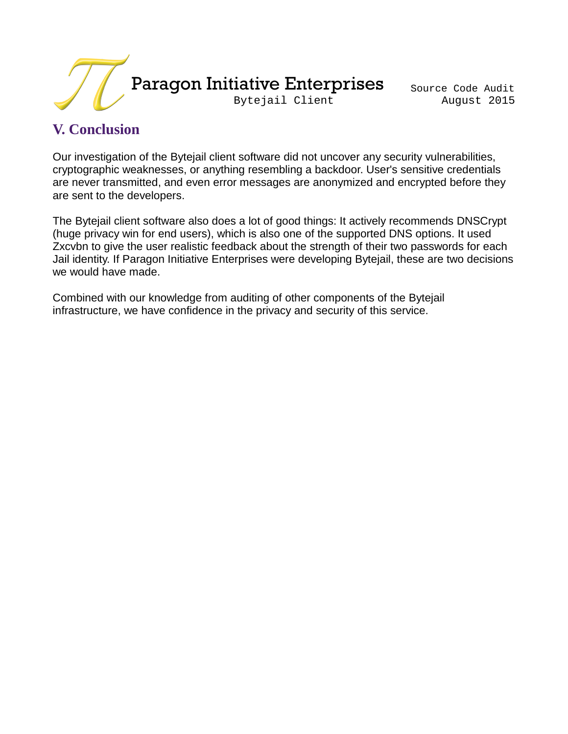## V. Conclusion

Our investigation of the Bytejail client software did not uncover any security vulnerabilities, cryptographic weaknesses, or anything resembling a backdoor. User's sensitive credentials are never transmitted, and even error messages are anonymized and encrypted before they are sent to the developers.

The Bytejail client software also does a lot of good things: It actively recommends DNSCrypt (huge privacy win for end users), which is also one of the supported DNS options. It used Zxcvbn to give the user realistic feedback about the strength of their two passwords for each Jail identity. If Paragon Initiative Enterprises were developing Bytejail, these are two decisions we would have made.

Combined with our knowledge from auditing of other components of the Bytejail infrastructure, we have confidence in the privacy and security of this service.